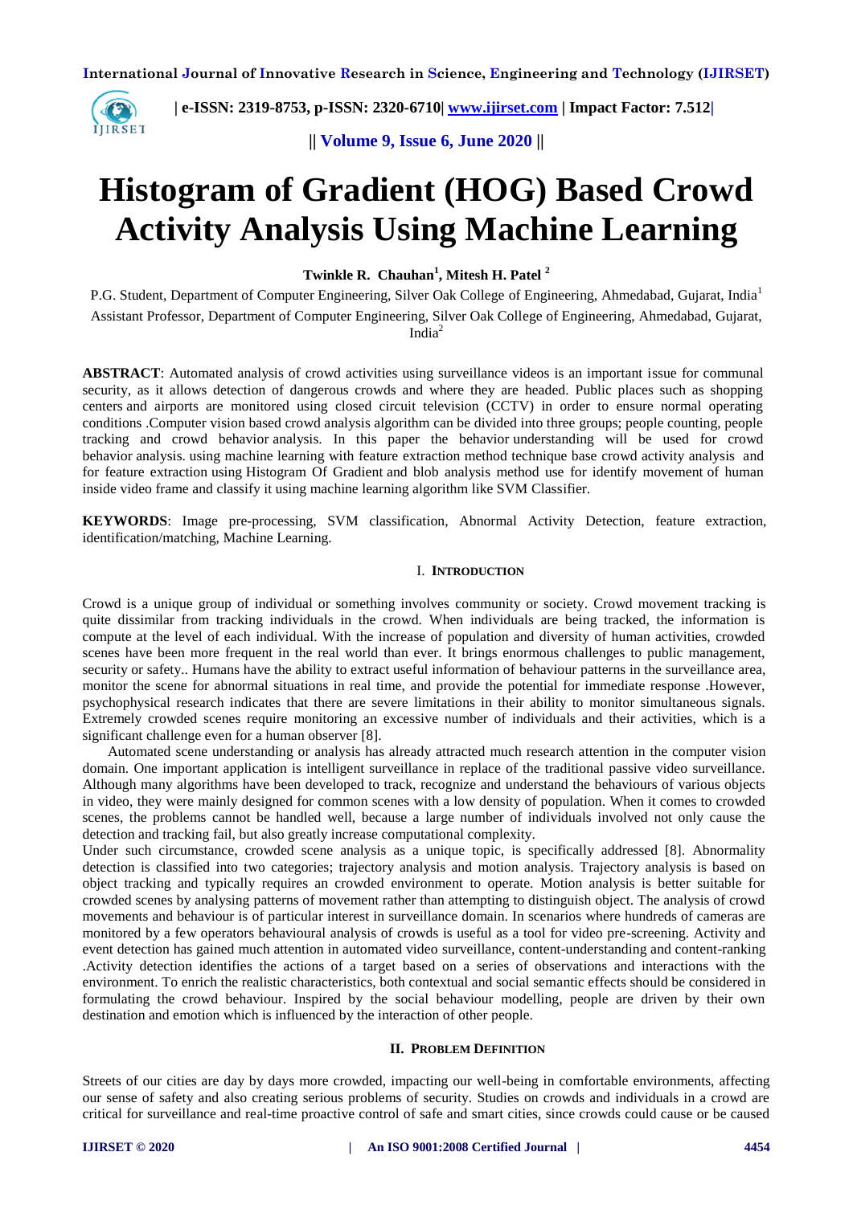# Histogram of Gradient (HOG) Based Crowd Activity Analysis Using Machine Learning

**Twinkle R. Chauhan[1], Mitesh H. Patel [2]**

P.G. Student, Department of Computer Engineering, Silver Oak College of Engineering, Ahmedabad, Gujarat, India[1]

Assistant Professor, Department of Computer Engineering, Silver Oak College of Engineering, Ahmedabad, Gujarat, India[2]

**ABSTRACT**: Automated analysis of crowd activities using surveillance videos is an important issue for communal security, as it allows detection of dangerous crowds and where they are headed. Public places such as shopping centers and airports are monitored using closed circuit television (CCTV) in order to ensure normal operating conditions .Computer vision based crowd analysis algorithm can be divided into three groups; people counting, people tracking and crowd behavior analysis. In this paper the behavior understanding will be used for crowd behavior analysis. using machine learning with feature extraction method technique base crowd activity analysis and for feature extraction using Histogram Of Gradient and blob analysis method use for identify movement of human inside video frame and classify it using machine learning algorithm like SVM Classifier.

**KEYWORDS**: Image pre-processing, SVM classification, Abnormal Activity Detection, feature extraction, identification/matching, Machine Learning.

## I. INTRODUCTION

Crowd is a unique group of individual or something involves community or society. Crowd movement tracking is quite dissimilar from tracking individuals in the crowd. When individuals are being tracked, the information is compute at the level of each individual. With the increase of population and diversity of human activities, crowded scenes have been more frequent in the real world than ever. It brings enormous challenges to public management, security or safety.. Humans have the ability to extract useful information of behaviour patterns in the surveillance area, monitor the scene for abnormal situations in real time, and provide the potential for immediate response .However, psychophysical research indicates that there are severe limitations in their ability to monitor simultaneous signals. Extremely crowded scenes require monitoring an excessive number of individuals and their activities, which is a significant challenge even for a human observer [8].

Automated scene understanding or analysis has already attracted much research attention in the computer vision domain. One important application is intelligent surveillance in replace of the traditional passive video surveillance. Although many algorithms have been developed to track, recognize and understand the behaviours of various objects in video, they were mainly designed for common scenes with a low density of population. When it comes to crowded scenes, the problems cannot be handled well, because a large number of individuals involved not only cause the detection and tracking fail, but also greatly increase computational complexity.

Under such circumstance, crowded scene analysis as a unique topic, is specifically addressed [8]. Abnormality detection is classified into two categories; trajectory analysis and motion analysis. Trajectory analysis is based on object tracking and typically requires an crowded environment to operate. Motion analysis is better suitable for crowded scenes by analysing patterns of movement rather than attempting to distinguish object. The analysis of crowd movements and behaviour is of particular interest in surveillance domain. In scenarios where hundreds of cameras are monitored by a few operators behavioural analysis of crowds is useful as a tool for video pre-screening. Activity and event detection has gained much attention in automated video surveillance, content-understanding and content-ranking .Activity detection identifies the actions of a target based on a series of observations and interactions with the environment. To enrich the realistic characteristics, both contextual and social semantic effects should be considered in formulating the crowd behaviour. Inspired by the social behaviour modelling, people are driven by their own destination and emotion which is influenced by the interaction of other people.

## II. PROBLEM DEFINITION

Streets of our cities are day by days more crowded, impacting our well-being in comfortable environments, affecting our sense of safety and also creating serious problems of security. Studies on crowds and individuals in a crowd are critical for surveillance and real-time proactive control of safe and smart cities, since crowds could cause or be caused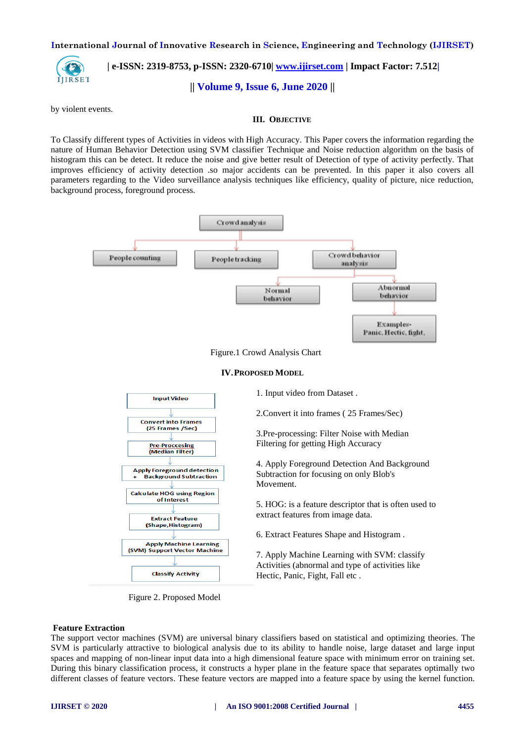by violent events.

## III. OBJECTIVE

To Classify different types of Activities in videos with High Accuracy. This Paper covers the information regarding the nature of Human Behavior Detection using SVM classifier Technique and Noise reduction algorithm on the basis of histogram this can be detect. It reduce the noise and give better result of Detection of type of activity perfectly. That improves efficiency of activity detection .so major accidents can be prevented. In this paper it also covers all parameters regarding to the Video surveillance analysis techniques like efficiency, quality of picture, nice reduction, background process, foreground process.

Crowd analysis

People counting

People tracking

Crowd behavior analysis

Normal behavior

Abnormal behavior

Examples- Panic, Hectic, fight,

Figure.1 Crowd Analysis Chart

## IV. PROPOSED MODEL

Input Video

Convert into Frames (25 Frames /Sec)

Pre-Proccesing (Median Filter)

Apply Foreground detection + Background Subtraction

Calculate HOG using Region of Interest

Extract Feature (Shape,Histogram)

Apply Machine Learning (SVM) Support Vector Machine

Classify Activity

Figure 2. Proposed Model

1. Input video from Dataset .

2.Convert it into frames ( 25 Frames/Sec)

3.Pre-processing: Filter Noise with Median Filtering for getting High Accuracy

4. Apply Foreground Detection And Background Subtraction for focusing on only Blob's Movement.

5. HOG: is a feature descriptor that is often used to extract features from image data.

6. Extract Features Shape and Histogram .

7. Apply Machine Learning with SVM: classify Activities (abnormal and type of activities like Hectic, Panic, Fight, Fall etc .

**Feature Extraction**

The support vector machines (SVM) are universal binary classifiers based on statistical and optimizing theories. The SVM is particularly attractive to biological analysis due to its ability to handle noise, large dataset and large input spaces and mapping of non-linear input data into a high dimensional feature space with minimum error on training set. During this binary classification process, it constructs a hyper plane in the feature space that separates optimally two different classes of feature vectors. These feature vectors are mapped into a feature space by using the kernel function.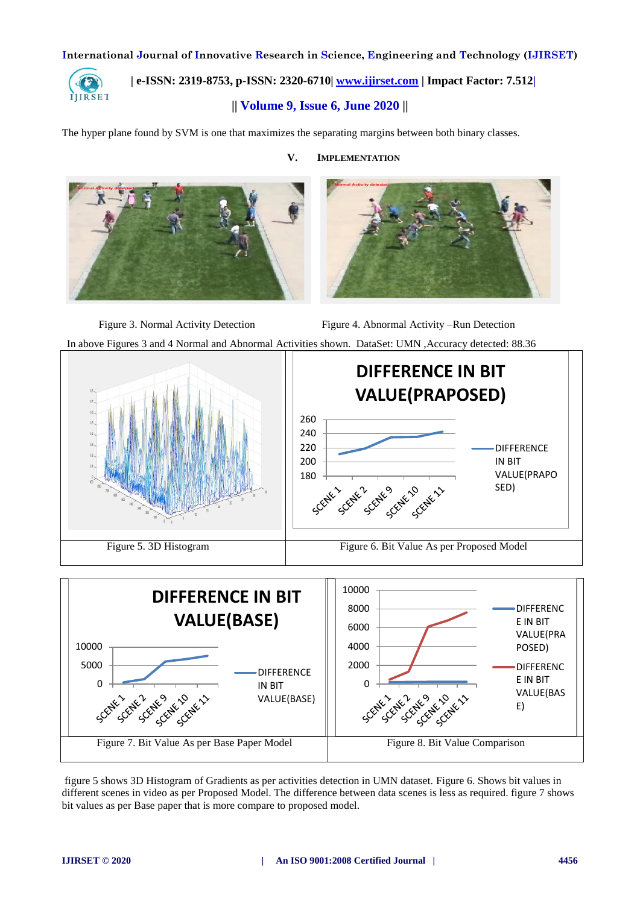The hyper plane found by SVM is one that maximizes the separating margins between both binary classes.

## V. IMPLEMENTATION

Figure 3. Normal Activity Detection

Figure 4. Abnormal Activity –Run Detection

In above Figures 3 and 4 Normal and Abnormal Activities shown. DataSet: UMN ,Accuracy detected: 88.36

DIFFERENCE IN BIT VALUE(PRAPOSED)

260
240
220
200
180

SCENE 1
SCENE 2
SCENE 9
SCENE 10
SCENE 11

DIFFERENCE IN BIT VALUE(PRAPOSED)

Figure 5. 3D Histogram

Figure 6. Bit Value As per Proposed Model

DIFFERENCE IN BIT VALUE(BASE)

10000
5000
0

SCENE 1
SCENE 2
SCENE 9
SCENE 10
SCENE 11

DIFFERENCE IN BIT VALUE(BASE)

10000
8000
6000
4000
2000
0

SCENE 1
SCENE 2
SCENE 9
SCENE 10
SCENE 11

DIFFERENCE IN BIT VALUE(PRAPOSED)

DIFFERENCE IN BIT VALUE(BASE)

Figure 7. Bit Value As per Base Paper Model

Figure 8. Bit Value Comparison

figure 5 shows 3D Histogram of Gradients as per activities detection in UMN dataset. Figure 6. Shows bit values in different scenes in video as per Proposed Model. The difference between data scenes is less as required. figure 7 shows bit values as per Base paper that is more compare to proposed model.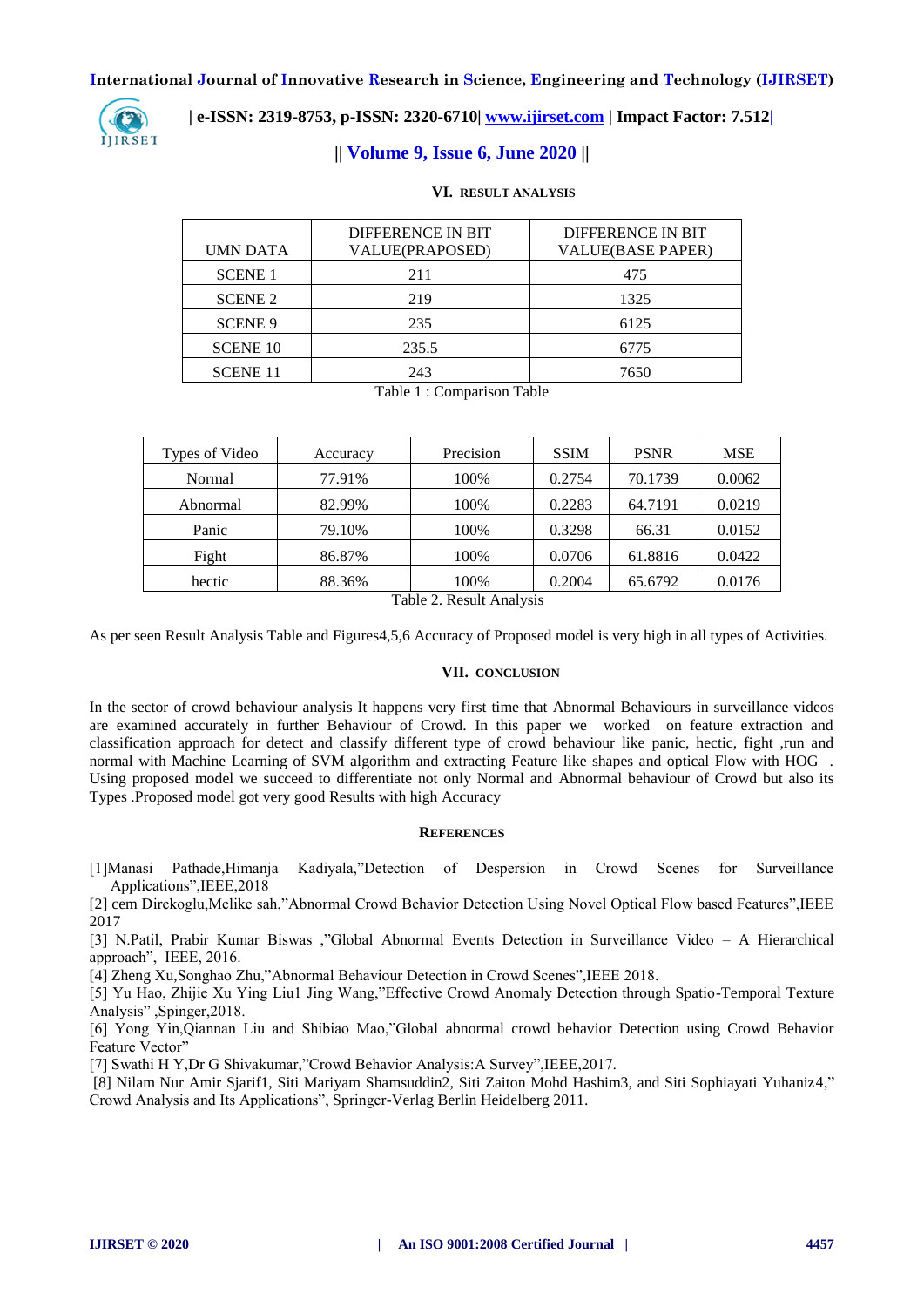## VI. RESULT ANALYSIS

| UMN DATA | DIFFERENCE IN BIT VALUE(PRAPOSED) | DIFFERENCE IN BIT VALUE(BASE PAPER) |
|---|---|---|
| SCENE 1 | 211 | 475 |
| SCENE 2 | 219 | 1325 |
| SCENE 9 | 235 | 6125 |
| SCENE 10 | 235.5 | 6775 |
| SCENE 11 | 243 | 7650 |

Table 1 : Comparison Table

| Types of Video | Accuracy | Precision | SSIM | PSNR | MSE |
|---|---|---|---|---|---|
| Normal | 77.91% | 100% | 0.2754 | 70.1739 | 0.0062 |
| Abnormal | 82.99% | 100% | 0.2283 | 64.7191 | 0.0219 |
| Panic | 79.10% | 100% | 0.3298 | 66.31 | 0.0152 |
| Fight | 86.87% | 100% | 0.0706 | 61.8816 | 0.0422 |
| hectic | 88.36% | 100% | 0.2004 | 65.6792 | 0.0176 |

Table 2. Result Analysis

As per seen Result Analysis Table and Figures4,5,6 Accuracy of Proposed model is very high in all types of Activities.

## VII. CONCLUSION

In the sector of crowd behaviour analysis It happens very first time that Abnormal Behaviours in surveillance videos are examined accurately in further Behaviour of Crowd. In this paper we worked on feature extraction and classification approach for detect and classify different type of crowd behaviour like panic, hectic, fight ,run and normal with Machine Learning of SVM algorithm and extracting Feature like shapes and optical Flow with HOG . Using proposed model we succeed to differentiate not only Normal and Abnormal behaviour of Crowd but also its Types .Proposed model got very good Results with high Accuracy

## REFERENCES

[1]Manasi Pathade,Himanja Kadiyala,"Detection of Despersion in Crowd Scenes for Surveillance Applications",IEEE,2018

[2] cem Direkoglu,Melike sah,"Abnormal Crowd Behavior Detection Using Novel Optical Flow based Features",IEEE 2017

[3] N.Patil, Prabir Kumar Biswas ,"Global Abnormal Events Detection in Surveillance Video – A Hierarchical approach", IEEE, 2016.

[4] Zheng Xu,Songhao Zhu,"Abnormal Behaviour Detection in Crowd Scenes",IEEE 2018.

[5] Yu Hao, Zhijie Xu Ying Liu1 Jing Wang,"Effective Crowd Anomaly Detection through Spatio-Temporal Texture Analysis" ,Spinger,2018.

[6] Yong Yin,Qiannan Liu and Shibiao Mao,"Global abnormal crowd behavior Detection using Crowd Behavior Feature Vector"

[7] Swathi H Y,Dr G Shivakumar,"Crowd Behavior Analysis:A Survey",IEEE,2017.

[8] Nilam Nur Amir Sjarif1, Siti Mariyam Shamsuddin2, Siti Zaiton Mohd Hashim3, and Siti Sophiayati Yuhaniz4," Crowd Analysis and Its Applications", Springer-Verlag Berlin Heidelberg 2011.